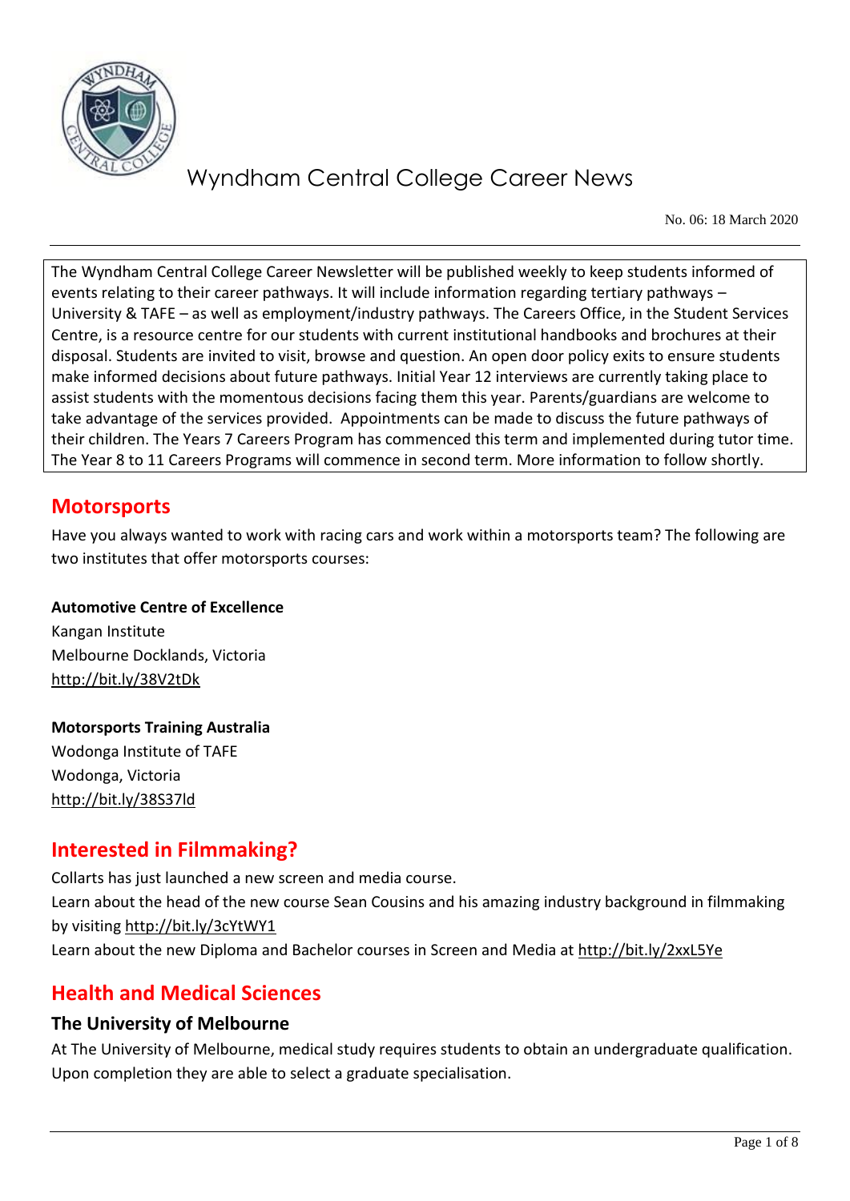# Wyndham Central College Career News

No. 06: 18 March 2020

The Wyndham Central College Career Newsletter will be published weekly to keep students informed of events relating to their career pathways. It will include information regarding tertiary pathways – University & TAFE – as well as employment/industry pathways. The Careers Office, in the Student Services Centre, is a resource centre for our students with current institutional handbooks and brochures at their disposal. Students are invited to visit, browse and question. An open door policy exits to ensure students make informed decisions about future pathways. Initial Year 12 interviews are currently taking place to assist students with the momentous decisions facing them this year. Parents/guardians are welcome to take advantage of the services provided. Appointments can be made to discuss the future pathways of their children. The Years 7 Careers Program has commenced this term and implemented during tutor time. The Year 8 to 11 Careers Programs will commence in second term. More information to follow shortly.

## Motorsports

Have you always wanted to work with racing cars and work within a motorsports team? The following are two institutes that offer motorsports courses:

**Automotive Centre of Excellence**
Kangan Institute
Melbourne Docklands, Victoria
http://bit.ly/38V2tDk

**Motorsports Training Australia**
Wodonga Institute of TAFE
Wodonga, Victoria
http://bit.ly/38S37ld

## Interested in Filmmaking?

Collarts has just launched a new screen and media course.
Learn about the head of the new course Sean Cousins and his amazing industry background in filmmaking by visiting http://bit.ly/3cYtWY1
Learn about the new Diploma and Bachelor courses in Screen and Media at http://bit.ly/2xxL5Ye

## Health and Medical Sciences

### The University of Melbourne

At The University of Melbourne, medical study requires students to obtain an undergraduate qualification. Upon completion they are able to select a graduate specialisation.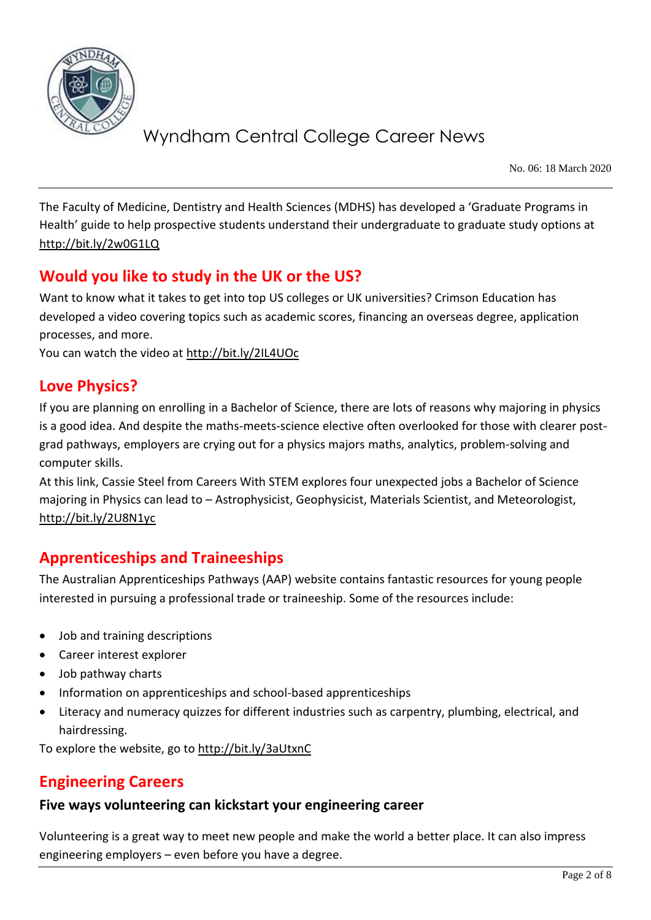The Faculty of Medicine, Dentistry and Health Sciences (MDHS) has developed a 'Graduate Programs in Health' guide to help prospective students understand their undergraduate to graduate study options at http://bit.ly/2w0G1LQ

## Would you like to study in the UK or the US?

Want to know what it takes to get into top US colleges or UK universities? Crimson Education has developed a video covering topics such as academic scores, financing an overseas degree, application processes, and more.
You can watch the video at http://bit.ly/2IL4UOc

## Love Physics?

If you are planning on enrolling in a Bachelor of Science, there are lots of reasons why majoring in physics is a good idea. And despite the maths-meets-science elective often overlooked for those with clearer post-grad pathways, employers are crying out for a physics majors maths, analytics, problem-solving and computer skills.
At this link, Cassie Steel from Careers With STEM explores four unexpected jobs a Bachelor of Science majoring in Physics can lead to – Astrophysicist, Geophysicist, Materials Scientist, and Meteorologist, http://bit.ly/2U8N1yc

## Apprenticeships and Traineeships

The Australian Apprenticeships Pathways (AAP) website contains fantastic resources for young people interested in pursuing a professional trade or traineeship. Some of the resources include:

- Job and training descriptions
- Career interest explorer
- Job pathway charts
- Information on apprenticeships and school-based apprenticeships
- Literacy and numeracy quizzes for different industries such as carpentry, plumbing, electrical, and hairdressing.

To explore the website, go to http://bit.ly/3aUtxnC

## Engineering Careers

### Five ways volunteering can kickstart your engineering career

Volunteering is a great way to meet new people and make the world a better place. It can also impress engineering employers – even before you have a degree.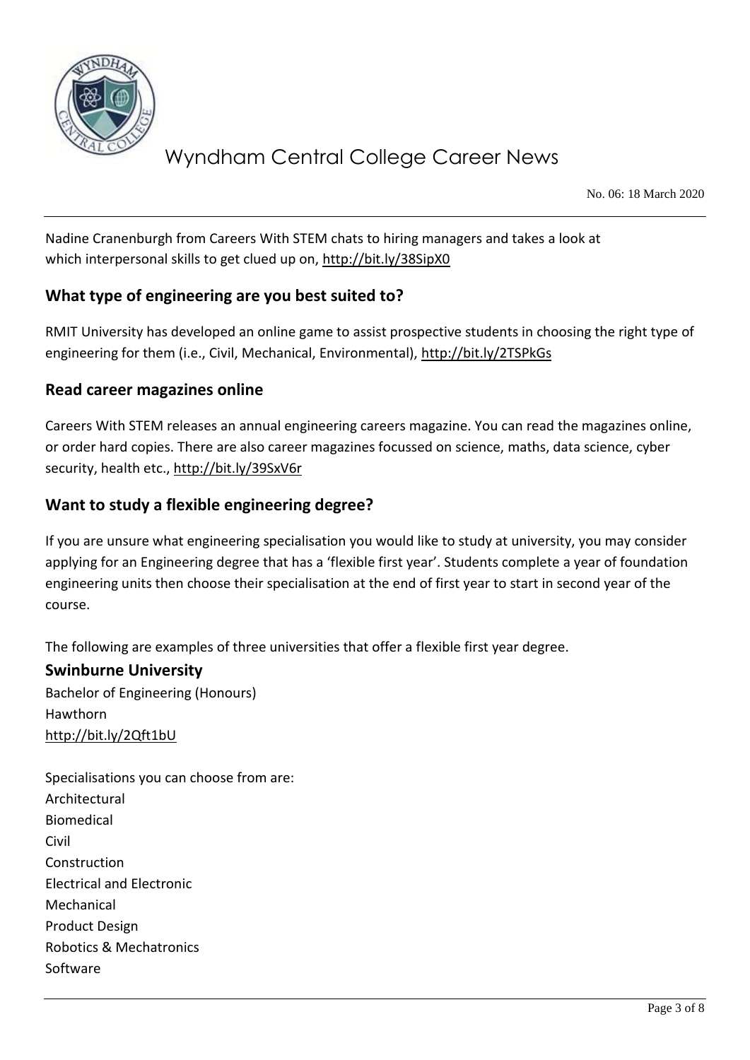Nadine Cranenburgh from Careers With STEM chats to hiring managers and takes a look at which interpersonal skills to get clued up on, http://bit.ly/38SipX0

## What type of engineering are you best suited to?

RMIT University has developed an online game to assist prospective students in choosing the right type of engineering for them (i.e., Civil, Mechanical, Environmental), http://bit.ly/2TSPkGs

## Read career magazines online

Careers With STEM releases an annual engineering careers magazine. You can read the magazines online, or order hard copies. There are also career magazines focussed on science, maths, data science, cyber security, health etc., http://bit.ly/39SxV6r

## Want to study a flexible engineering degree?

If you are unsure what engineering specialisation you would like to study at university, you may consider applying for an Engineering degree that has a 'flexible first year'. Students complete a year of foundation engineering units then choose their specialisation at the end of first year to start in second year of the course.

The following are examples of three universities that offer a flexible first year degree.

### Swinburne University

Bachelor of Engineering (Honours)
Hawthorn
http://bit.ly/2Qft1bU

Specialisations you can choose from are:
Architectural
Biomedical
Civil
Construction
Electrical and Electronic
Mechanical
Product Design
Robotics & Mechatronics
Software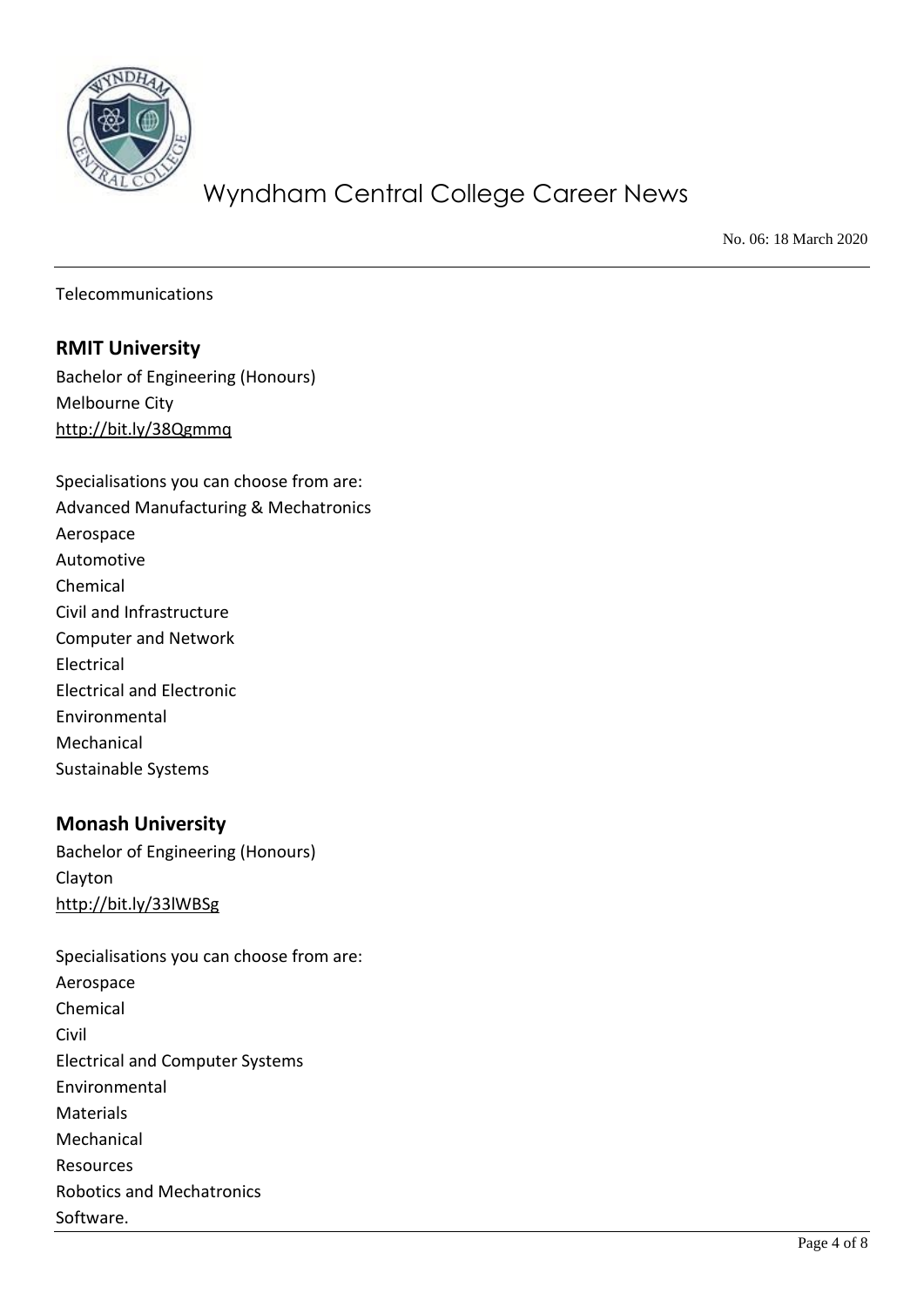Telecommunications

## RMIT University

Bachelor of Engineering (Honours)
Melbourne City
http://bit.ly/38Qgmmq

Specialisations you can choose from are:
Advanced Manufacturing & Mechatronics
Aerospace
Automotive
Chemical
Civil and Infrastructure
Computer and Network
Electrical
Electrical and Electronic
Environmental
Mechanical
Sustainable Systems

## Monash University

Bachelor of Engineering (Honours)
Clayton
http://bit.ly/33lWBSg

Specialisations you can choose from are:
Aerospace
Chemical
Civil
Electrical and Computer Systems
Environmental
Materials
Mechanical
Resources
Robotics and Mechatronics
Software.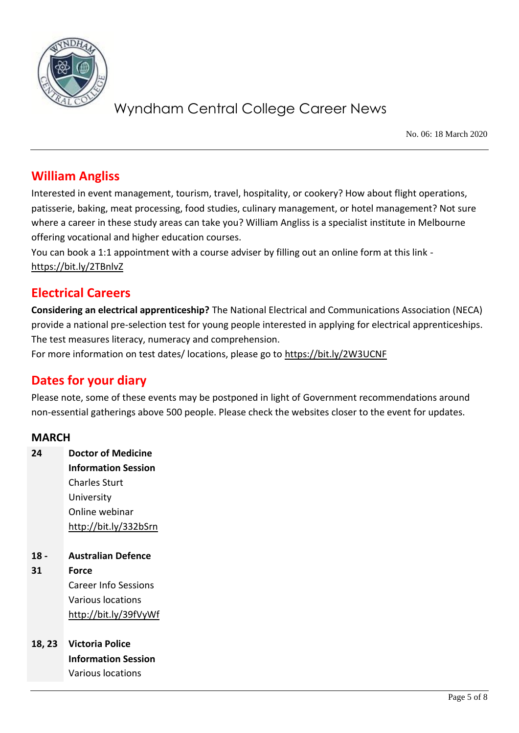Wyndham Central College Career News

No. 06: 18 March 2020

## William Angliss

Interested in event management, tourism, travel, hospitality, or cookery? How about flight operations, patisserie, baking, meat processing, food studies, culinary management, or hotel management? Not sure where a career in these study areas can take you? William Angliss is a specialist institute in Melbourne offering vocational and higher education courses.

You can book a 1:1 appointment with a course adviser by filling out an online form at this link - https://bit.ly/2TBnlvZ

## Electrical Careers

**Considering an electrical apprenticeship?** The National Electrical and Communications Association (NECA) provide a national pre-selection test for young people interested in applying for electrical apprenticeships. The test measures literacy, numeracy and comprehension.

For more information on test dates/ locations, please go to https://bit.ly/2W3UCNF

## Dates for your diary

Please note, some of these events may be postponed in light of Government recommendations around non-essential gatherings above 500 people. Please check the websites closer to the event for updates.

### MARCH

| | |
|---|---|
| **24** | **Doctor of Medicine Information Session**<br>Charles Sturt University<br>Online webinar<br>http://bit.ly/332bSrn |
| **18 - 31** | **Australian Defence Force**<br>Career Info Sessions<br>Various locations<br>http://bit.ly/39fVyWf |
| **18, 23** | **Victoria Police Information Session**<br>Various locations |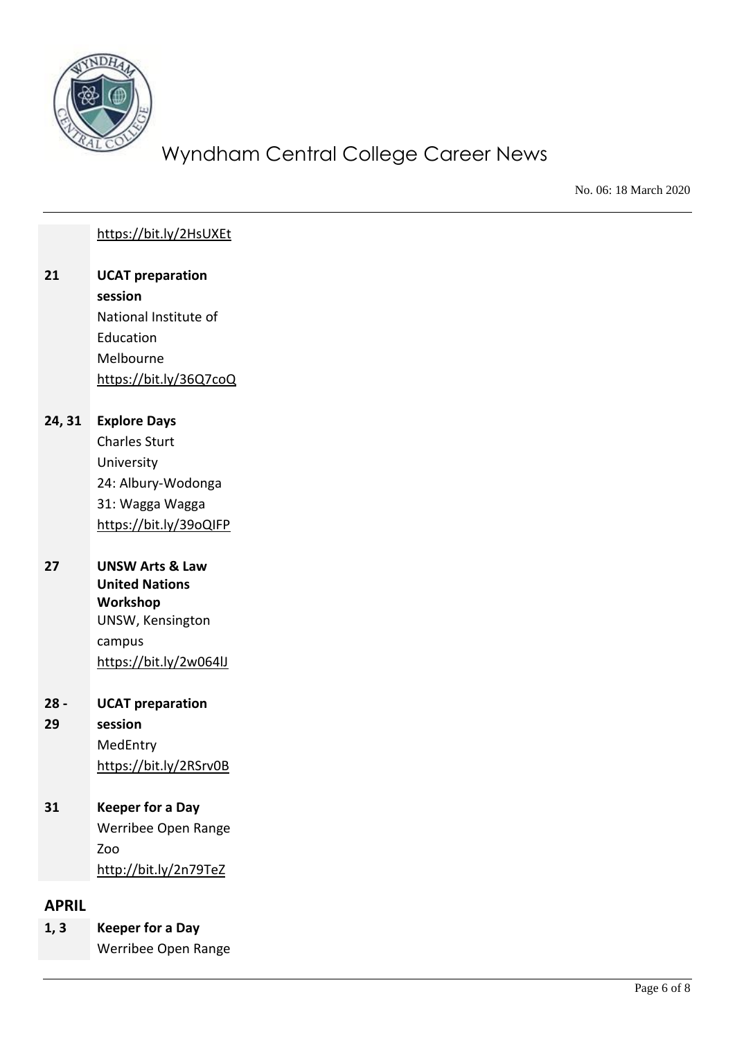https://bit.ly/2HsUXEt

| | |
|---|---|
| 21 | **UCAT preparation session**<br>National Institute of Education<br>Melbourne<br>https://bit.ly/36Q7coQ |
| 24, 31 | **Explore Days**<br>Charles Sturt University<br>24: Albury-Wodonga<br>31: Wagga Wagga<br>https://bit.ly/39oQIFP |
| 27 | **UNSW Arts & Law United Nations Workshop**<br>UNSW, Kensington campus<br>https://bit.ly/2w064lJ |
| 28 - 29 | **UCAT preparation session**<br>MedEntry<br>https://bit.ly/2RSrv0B |
| 31 | **Keeper for a Day**<br>Werribee Open Range Zoo<br>http://bit.ly/2n79TeZ |

## APRIL

| | |
|---|---|
| 1, 3 | **Keeper for a Day**<br>Werribee Open Range |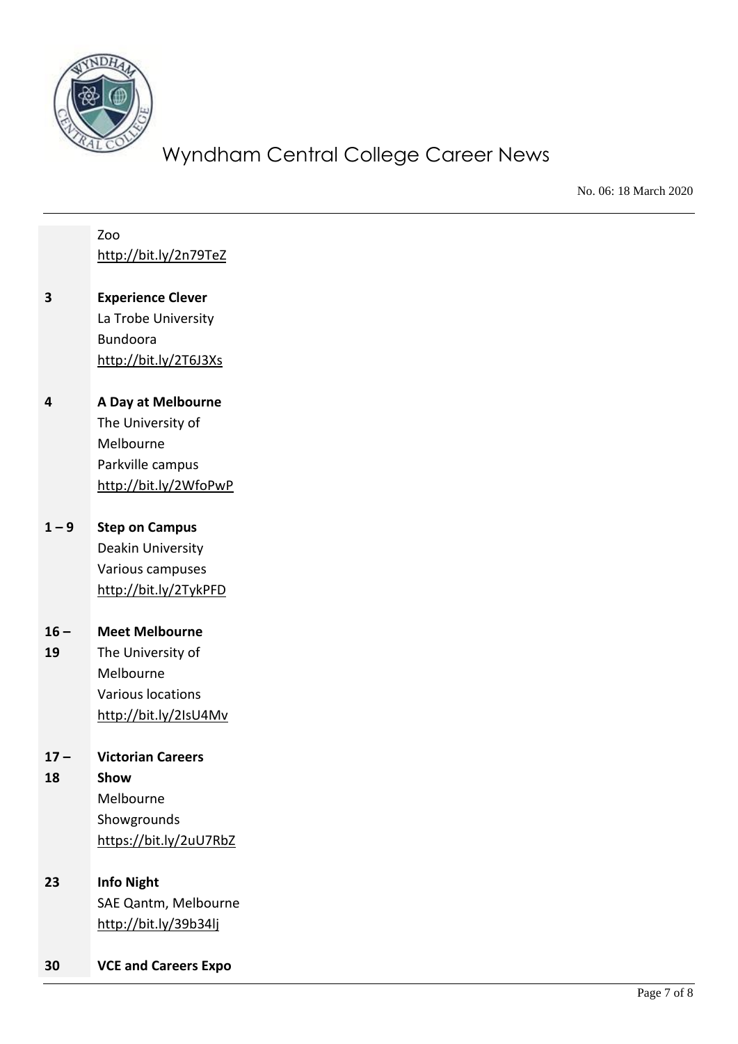| | |
|---|---|
| | Zoo<br>http://bit.ly/2n79TeZ |
| **3** | **Experience Clever**<br>La Trobe University<br>Bundoora<br>http://bit.ly/2T6J3Xs |
| **4** | **A Day at Melbourne**<br>The University of Melbourne<br>Parkville campus<br>http://bit.ly/2WfoPwP |
| **1 – 9** | **Step on Campus**<br>Deakin University<br>Various campuses<br>http://bit.ly/2TykPFD |
| **16 – 19** | **Meet Melbourne**<br>The University of Melbourne<br>Various locations<br>http://bit.ly/2IsU4Mv |
| **17 – 18** | **Victorian Careers Show**<br>Melbourne Showgrounds<br>https://bit.ly/2uU7RbZ |
| **23** | **Info Night**<br>SAE Qantm, Melbourne<br>http://bit.ly/39b34lj |
| **30** | **VCE and Careers Expo** |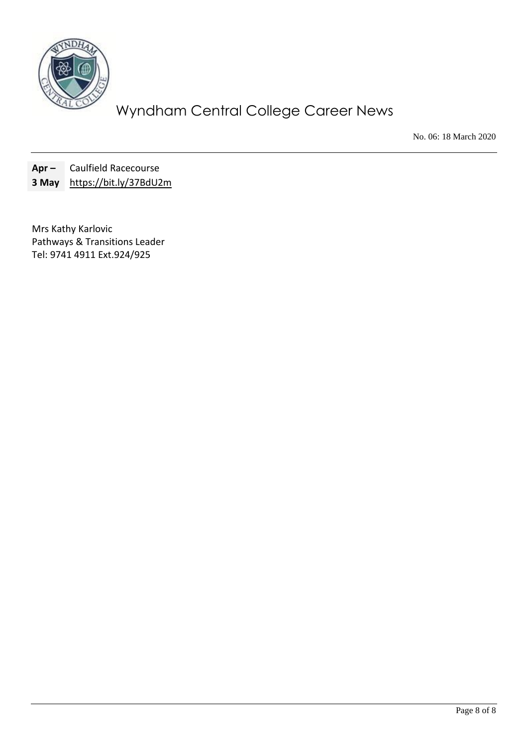| | |
|---|---|
| **Apr – 3 May** | Caulfield Racecourse https://bit.ly/37BdU2m |

Mrs Kathy Karlovic
Pathways & Transitions Leader
Tel: 9741 4911 Ext.924/925